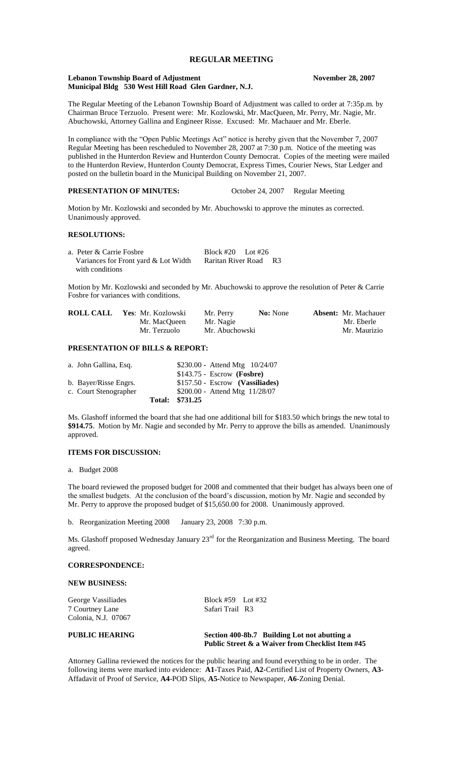# REGULAR MEETING

**Lebanon Township Board of Adjustment** **November 28, 2007**
**Municipal Bldg 530 West Hill Road Glen Gardner, N.J.**

The Regular Meeting of the Lebanon Township Board of Adjustment was called to order at 7:35p.m. by Chairman Bruce Terzuolo. Present were: Mr. Kozlowski, Mr. MacQueen, Mr. Perry, Mr. Nagie, Mr. Abuchowski, Attorney Gallina and Engineer Risse. Excused: Mr. Machauer and Mr. Eberle.

In compliance with the "Open Public Meetings Act" notice is hereby given that the November 7, 2007 Regular Meeting has been rescheduled to November 28, 2007 at 7:30 p.m. Notice of the meeting was published in the Hunterdon Review and Hunterdon County Democrat. Copies of the meeting were mailed to the Hunterdon Review, Hunterdon County Democrat, Express Times, Courier News, Star Ledger and posted on the bulletin board in the Municipal Building on November 21, 2007.

**PRESENTATION OF MINUTES:** October 24, 2007 Regular Meeting

Motion by Mr. Kozlowski and seconded by Mr. Abuchowski to approve the minutes as corrected. Unanimously approved.

**RESOLUTIONS:**

a. Peter & Carrie Fosbre — Block #20 Lot #26
Variances for Front yard & Lot Width with conditions — Raritan River Road R3

Motion by Mr. Kozlowski and seconded by Mr. Abuchowski to approve the resolution of Peter & Carrie Fosbre for variances with conditions.

| **ROLL CALL** | **Yes**: Mr. Kozlowski | Mr. Perry | **No:** None | **Absent:** Mr. Machauer |
|---|---|---|---|---|
| | Mr. MacQueen | Mr. Nagie | | Mr. Eberle |
| | Mr. Terzuolo | Mr. Abuchowski | | Mr. Maurizio |

**PRESENTATION OF BILLS & REPORT:**

| | | |
|---|---|---|
| a. John Gallina, Esq. | $230.00 - Attend Mtg 10/24/07 |
| | $143.75 - Escrow **(Fosbre)** |
| b. Bayer/Risse Engrs. | $157.50 - Escrow **(Vassiliades)** |
| c. Court Stenographer | $200.00 - Attend Mtg 11/28/07 |
| **Total:** | **$731.25** |

Ms. Glashoff informed the board that she had one additional bill for $183.50 which brings the new total to **$914.75**. Motion by Mr. Nagie and seconded by Mr. Perry to approve the bills as amended. Unanimously approved.

**ITEMS FOR DISCUSSION:**

a. Budget 2008

The board reviewed the proposed budget for 2008 and commented that their budget has always been one of the smallest budgets. At the conclusion of the board's discussion, motion by Mr. Nagie and seconded by Mr. Perry to approve the proposed budget of $15,650.00 for 2008. Unanimously approved.

b. Reorganization Meeting 2008 January 23, 2008 7:30 p.m.

Ms. Glashoff proposed Wednesday January 23rd for the Reorganization and Business Meeting. The board agreed.

**CORRESPONDENCE:**

**NEW BUSINESS:**

George Vassiliades — Block #59 Lot #32
7 Courtney Lane — Safari Trail R3
Colonia, N.J. 07067

**PUBLIC HEARING** — **Section 400-8b.7 Building Lot not abutting a Public Street & a Waiver from Checklist Item #45**

Attorney Gallina reviewed the notices for the public hearing and found everything to be in order. The following items were marked into evidence: **A1**-Taxes Paid, **A2**-Certified List of Property Owners, **A3**-Affadavit of Proof of Service, **A4**-POD Slips, **A5-**Notice to Newspaper, **A6**-Zoning Denial.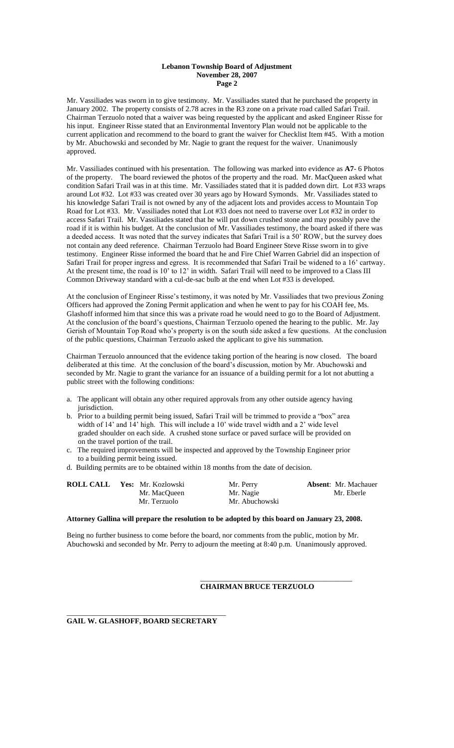Mr. Vassiliades was sworn in to give testimony. Mr. Vassiliades stated that he purchased the property in January 2002. The property consists of 2.78 acres in the R3 zone on a private road called Safari Trail. Chairman Terzuolo noted that a waiver was being requested by the applicant and asked Engineer Risse for his input. Engineer Risse stated that an Environmental Inventory Plan would not be applicable to the current application and recommend to the board to grant the waiver for Checklist Item #45. With a motion by Mr. Abuchowski and seconded by Mr. Nagie to grant the request for the waiver. Unanimously approved.

Mr. Vassiliades continued with his presentation. The following was marked into evidence as **A7**- 6 Photos of the property. The board reviewed the photos of the property and the road. Mr. MacQueen asked what condition Safari Trail was in at this time. Mr. Vassiliades stated that it is padded down dirt. Lot #33 wraps around Lot #32. Lot #33 was created over 30 years ago by Howard Symonds. Mr. Vassiliades stated to his knowledge Safari Trail is not owned by any of the adjacent lots and provides access to Mountain Top Road for Lot #33. Mr. Vassiliades noted that Lot #33 does not need to traverse over Lot #32 in order to access Safari Trail. Mr. Vassiliades stated that he will put down crushed stone and may possibly pave the road if it is within his budget. At the conclusion of Mr. Vassiliades testimony, the board asked if there was a deeded access. It was noted that the survey indicates that Safari Trail is a 50' ROW, but the survey does not contain any deed reference. Chairman Terzuolo had Board Engineer Steve Risse sworn in to give testimony. Engineer Risse informed the board that he and Fire Chief Warren Gabriel did an inspection of Safari Trail for proper ingress and egress. It is recommended that Safari Trail be widened to a 16' cartway. At the present time, the road is 10' to 12' in width. Safari Trail will need to be improved to a Class III Common Driveway standard with a cul-de-sac bulb at the end when Lot #33 is developed.

At the conclusion of Engineer Risse's testimony, it was noted by Mr. Vassiliades that two previous Zoning Officers had approved the Zoning Permit application and when he went to pay for his COAH fee, Ms. Glashoff informed him that since this was a private road he would need to go to the Board of Adjustment. At the conclusion of the board's questions, Chairman Terzuolo opened the hearing to the public. Mr. Jay Gerish of Mountain Top Road who's property is on the south side asked a few questions. At the conclusion of the public questions, Chairman Terzuolo asked the applicant to give his summation.

Chairman Terzuolo announced that the evidence taking portion of the hearing is now closed. The board deliberated at this time. At the conclusion of the board's discussion, motion by Mr. Abuchowski and seconded by Mr. Nagie to grant the variance for an issuance of a building permit for a lot not abutting a public street with the following conditions:

a. The applicant will obtain any other required approvals from any other outside agency having jurisdiction.
b. Prior to a building permit being issued, Safari Trail will be trimmed to provide a "box" area width of 14' and 14' high. This will include a 10' wide travel width and a 2' wide level graded shoulder on each side. A crushed stone surface or paved surface will be provided on on the travel portion of the trail.
c. The required improvements will be inspected and approved by the Township Engineer prior to a building permit being issued.
d. Building permits are to be obtained within 18 months from the date of decision.

| | | | |
|---|---|---|---|
| **ROLL CALL** | **Yes:** Mr. Kozlowski | Mr. Perry | **Absent**: Mr. Machauer |
| | Mr. MacQueen | Mr. Nagie | Mr. Eberle |
| | Mr. Terzuolo | Mr. Abuchowski | |

**Attorney Gallina will prepare the resolution to be adopted by this board on January 23, 2008.**

Being no further business to come before the board, nor comments from the public, motion by Mr. Abuchowski and seconded by Mr. Perry to adjourn the meeting at 8:40 p.m. Unanimously approved.

\_\_\_\_\_\_\_\_\_\_\_\_\_\_\_\_\_\_\_\_\_\_\_\_\_\_\_\_\_\_\_\_\_\_\_\_\_\_\_\_

**CHAIRMAN BRUCE TERZUOLO**

\_\_\_\_\_\_\_\_\_\_\_\_\_\_\_\_\_\_\_\_\_\_\_\_\_\_\_\_\_\_\_\_\_\_\_\_\_\_\_\_

**GAIL W. GLASHOFF, BOARD SECRETARY**